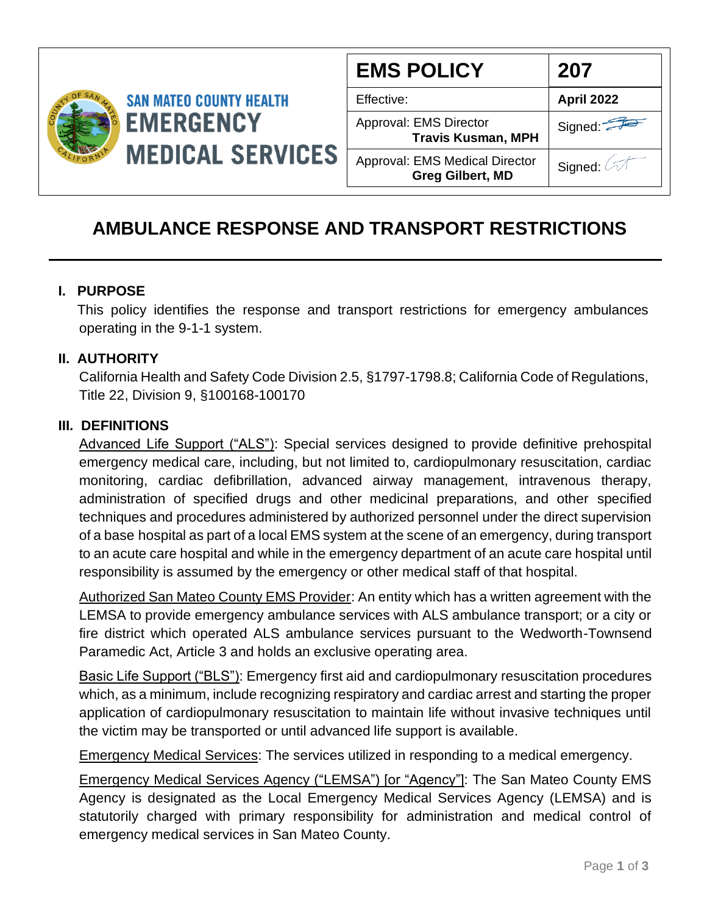SAN MATEO COUNTY HEALTH
EMERGENCY MEDICAL SERVICES

| EMS POLICY | 207 |
|---|---|
| Effective: | April 2022 |
| Approval: EMS Director **Travis Kusman, MPH** | Signed: |
| Approval: EMS Medical Director **Greg Gilbert, MD** | Signed: |

# AMBULANCE RESPONSE AND TRANSPORT RESTRICTIONS

## I. PURPOSE

This policy identifies the response and transport restrictions for emergency ambulances operating in the 9-1-1 system.

## II. AUTHORITY

California Health and Safety Code Division 2.5, §1797-1798.8; California Code of Regulations, Title 22, Division 9, §100168-100170

## III. DEFINITIONS

Advanced Life Support ("ALS"): Special services designed to provide definitive prehospital emergency medical care, including, but not limited to, cardiopulmonary resuscitation, cardiac monitoring, cardiac defibrillation, advanced airway management, intravenous therapy, administration of specified drugs and other medicinal preparations, and other specified techniques and procedures administered by authorized personnel under the direct supervision of a base hospital as part of a local EMS system at the scene of an emergency, during transport to an acute care hospital and while in the emergency department of an acute care hospital until responsibility is assumed by the emergency or other medical staff of that hospital.

Authorized San Mateo County EMS Provider: An entity which has a written agreement with the LEMSA to provide emergency ambulance services with ALS ambulance transport; or a city or fire district which operated ALS ambulance services pursuant to the Wedworth-Townsend Paramedic Act, Article 3 and holds an exclusive operating area.

Basic Life Support ("BLS"): Emergency first aid and cardiopulmonary resuscitation procedures which, as a minimum, include recognizing respiratory and cardiac arrest and starting the proper application of cardiopulmonary resuscitation to maintain life without invasive techniques until the victim may be transported or until advanced life support is available.

Emergency Medical Services: The services utilized in responding to a medical emergency.

Emergency Medical Services Agency ("LEMSA") [or "Agency"]: The San Mateo County EMS Agency is designated as the Local Emergency Medical Services Agency (LEMSA) and is statutorily charged with primary responsibility for administration and medical control of emergency medical services in San Mateo County.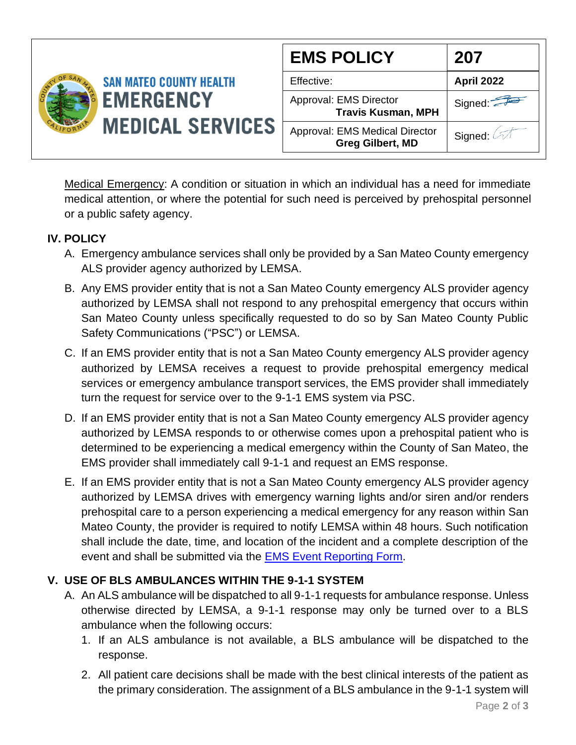Medical Emergency: A condition or situation in which an individual has a need for immediate medical attention, or where the potential for such need is perceived by prehospital personnel or a public safety agency.

## IV. POLICY

A. Emergency ambulance services shall only be provided by a San Mateo County emergency ALS provider agency authorized by LEMSA.

B. Any EMS provider entity that is not a San Mateo County emergency ALS provider agency authorized by LEMSA shall not respond to any prehospital emergency that occurs within San Mateo County unless specifically requested to do so by San Mateo County Public Safety Communications ("PSC") or LEMSA.

C. If an EMS provider entity that is not a San Mateo County emergency ALS provider agency authorized by LEMSA receives a request to provide prehospital emergency medical services or emergency ambulance transport services, the EMS provider shall immediately turn the request for service over to the 9-1-1 EMS system via PSC.

D. If an EMS provider entity that is not a San Mateo County emergency ALS provider agency authorized by LEMSA responds to or otherwise comes upon a prehospital patient who is determined to be experiencing a medical emergency within the County of San Mateo, the EMS provider shall immediately call 9-1-1 and request an EMS response.

E. If an EMS provider entity that is not a San Mateo County emergency ALS provider agency authorized by LEMSA drives with emergency warning lights and/or siren and/or renders prehospital care to a person experiencing a medical emergency for any reason within San Mateo County, the provider is required to notify LEMSA within 48 hours. Such notification shall include the date, time, and location of the incident and a complete description of the event and shall be submitted via the EMS Event Reporting Form.

## V. USE OF BLS AMBULANCES WITHIN THE 9-1-1 SYSTEM

A. An ALS ambulance will be dispatched to all 9-1-1 requests for ambulance response. Unless otherwise directed by LEMSA, a 9-1-1 response may only be turned over to a BLS ambulance when the following occurs:

1. If an ALS ambulance is not available, a BLS ambulance will be dispatched to the response.
2. All patient care decisions shall be made with the best clinical interests of the patient as the primary consideration. The assignment of a BLS ambulance in the 9-1-1 system will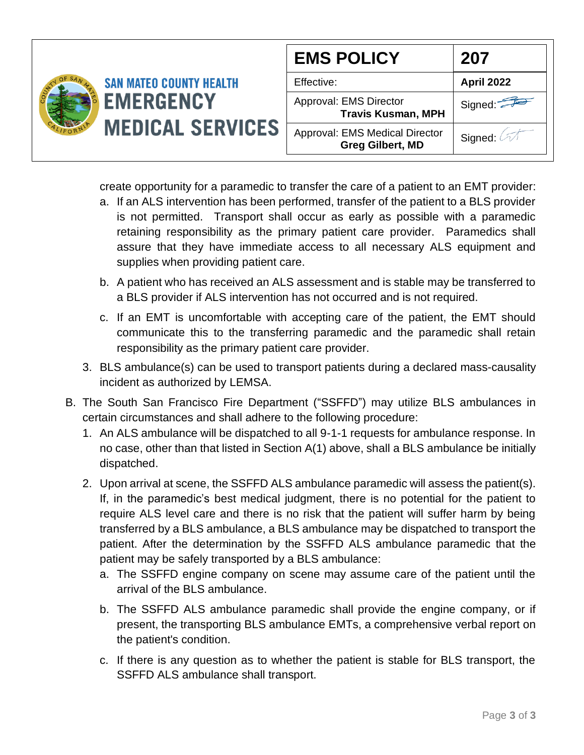create opportunity for a paramedic to transfer the care of a patient to an EMT provider:

   a. If an ALS intervention has been performed, transfer of the patient to a BLS provider is not permitted. Transport shall occur as early as possible with a paramedic retaining responsibility as the primary patient care provider. Paramedics shall assure that they have immediate access to all necessary ALS equipment and supplies when providing patient care.

   b. A patient who has received an ALS assessment and is stable may be transferred to a BLS provider if ALS intervention has not occurred and is not required.

   c. If an EMT is uncomfortable with accepting care of the patient, the EMT should communicate this to the transferring paramedic and the paramedic shall retain responsibility as the primary patient care provider.

3. BLS ambulance(s) can be used to transport patients during a declared mass-causality incident as authorized by LEMSA.

B. The South San Francisco Fire Department ("SSFFD") may utilize BLS ambulances in certain circumstances and shall adhere to the following procedure:

   1. An ALS ambulance will be dispatched to all 9-1-1 requests for ambulance response. In no case, other than that listed in Section A(1) above, shall a BLS ambulance be initially dispatched.

   2. Upon arrival at scene, the SSFFD ALS ambulance paramedic will assess the patient(s). If, in the paramedic's best medical judgment, there is no potential for the patient to require ALS level care and there is no risk that the patient will suffer harm by being transferred by a BLS ambulance, a BLS ambulance may be dispatched to transport the patient. After the determination by the SSFFD ALS ambulance paramedic that the patient may be safely transported by a BLS ambulance:

      a. The SSFFD engine company on scene may assume care of the patient until the arrival of the BLS ambulance.

      b. The SSFFD ALS ambulance paramedic shall provide the engine company, or if present, the transporting BLS ambulance EMTs, a comprehensive verbal report on the patient's condition.

      c. If there is any question as to whether the patient is stable for BLS transport, the SSFFD ALS ambulance shall transport.